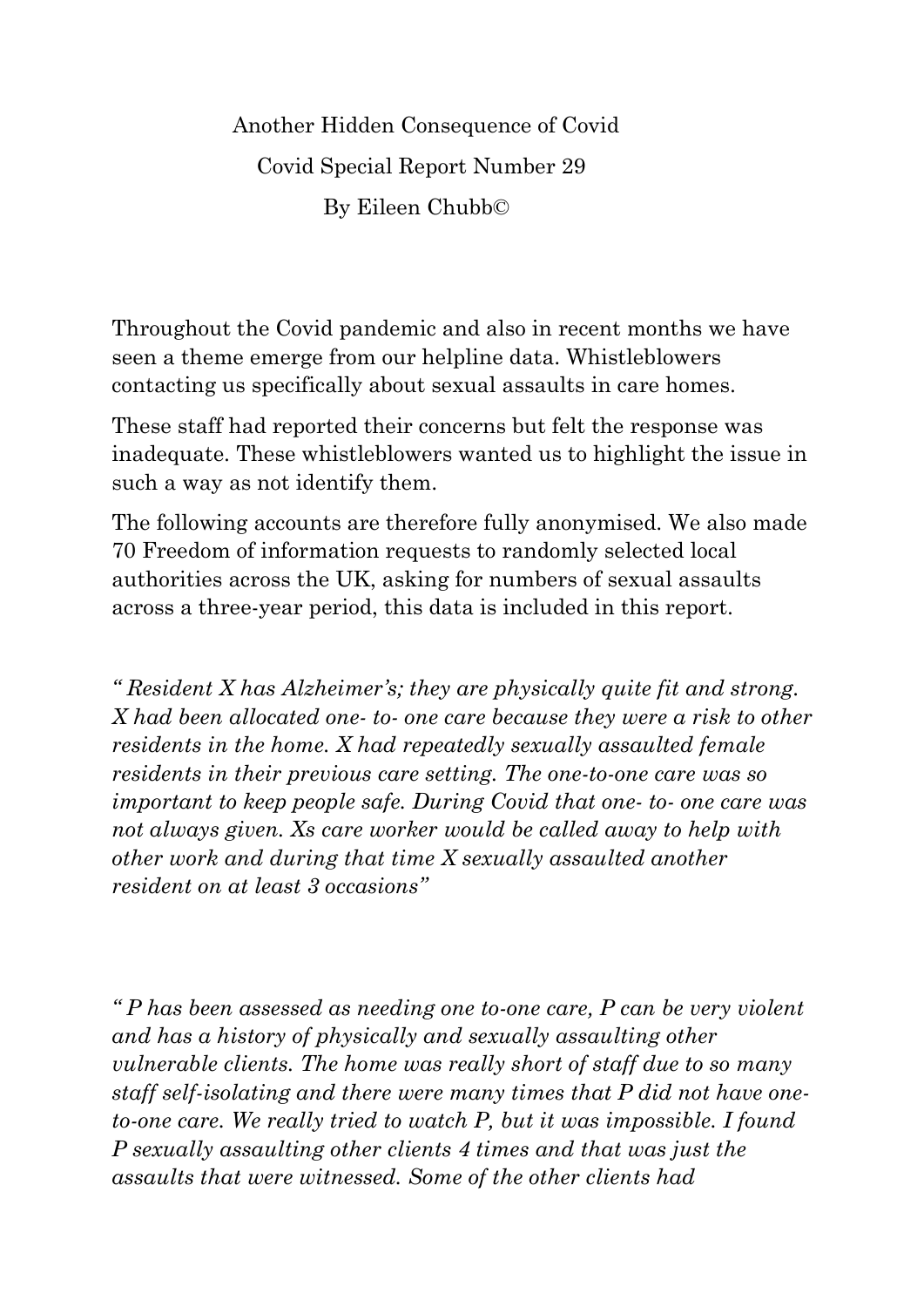# Another Hidden Consequence of Covid

## Covid Special Report Number 29

By Eileen Chubb©

Throughout the Covid pandemic and also in recent months we have seen a theme emerge from our helpline data. Whistleblowers contacting us specifically about sexual assaults in care homes.

These staff had reported their concerns but felt the response was inadequate. These whistleblowers wanted us to highlight the issue in such a way as not identify them.

The following accounts are therefore fully anonymised. We also made 70 Freedom of information requests to randomly selected local authorities across the UK, asking for numbers of sexual assaults across a three-year period, this data is included in this report.

*" Resident X has Alzheimer's; they are physically quite fit and strong. X had been allocated one- to- one care because they were a risk to other residents in the home. X had repeatedly sexually assaulted female residents in their previous care setting. The one-to-one care was so important to keep people safe. During Covid that one- to- one care was not always given. Xs care worker would be called away to help with other work and during that time X sexually assaulted another resident on at least 3 occasions"*

*" P has been assessed as needing one to-one care, P can be very violent and has a history of physically and sexually assaulting other vulnerable clients. The home was really short of staff due to so many staff self-isolating and there were many times that P did not have one-to-one care. We really tried to watch P, but it was impossible. I found P sexually assaulting other clients 4 times and that was just the assaults that were witnessed. Some of the other clients had*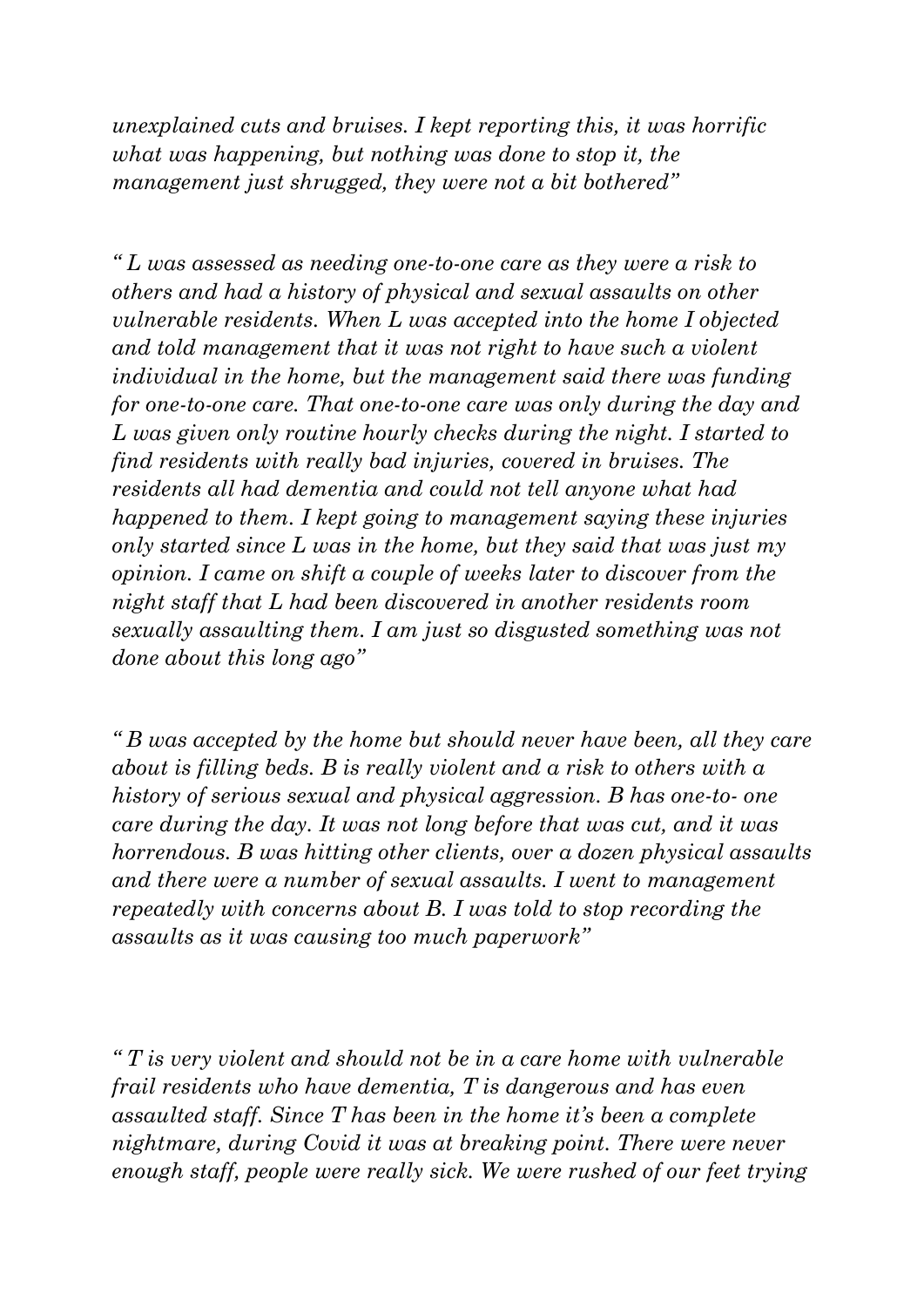*unexplained cuts and bruises. I kept reporting this, it was horrific what was happening, but nothing was done to stop it, the management just shrugged, they were not a bit bothered"*

*" L was assessed as needing one-to-one care as they were a risk to others and had a history of physical and sexual assaults on other vulnerable residents. When L was accepted into the home I objected and told management that it was not right to have such a violent individual in the home, but the management said there was funding for one-to-one care. That one-to-one care was only during the day and L was given only routine hourly checks during the night. I started to find residents with really bad injuries, covered in bruises. The residents all had dementia and could not tell anyone what had happened to them. I kept going to management saying these injuries only started since L was in the home, but they said that was just my opinion. I came on shift a couple of weeks later to discover from the night staff that L had been discovered in another residents room sexually assaulting them. I am just so disgusted something was not done about this long ago"*

*" B was accepted by the home but should never have been, all they care about is filling beds. B is really violent and a risk to others with a history of serious sexual and physical aggression. B has one-to- one care during the day. It was not long before that was cut, and it was horrendous. B was hitting other clients, over a dozen physical assaults and there were a number of sexual assaults. I went to management repeatedly with concerns about B. I was told to stop recording the assaults as it was causing too much paperwork"*

*" T is very violent and should not be in a care home with vulnerable frail residents who have dementia, T is dangerous and has even assaulted staff. Since T has been in the home it's been a complete nightmare, during Covid it was at breaking point. There were never enough staff, people were really sick. We were rushed of our feet trying*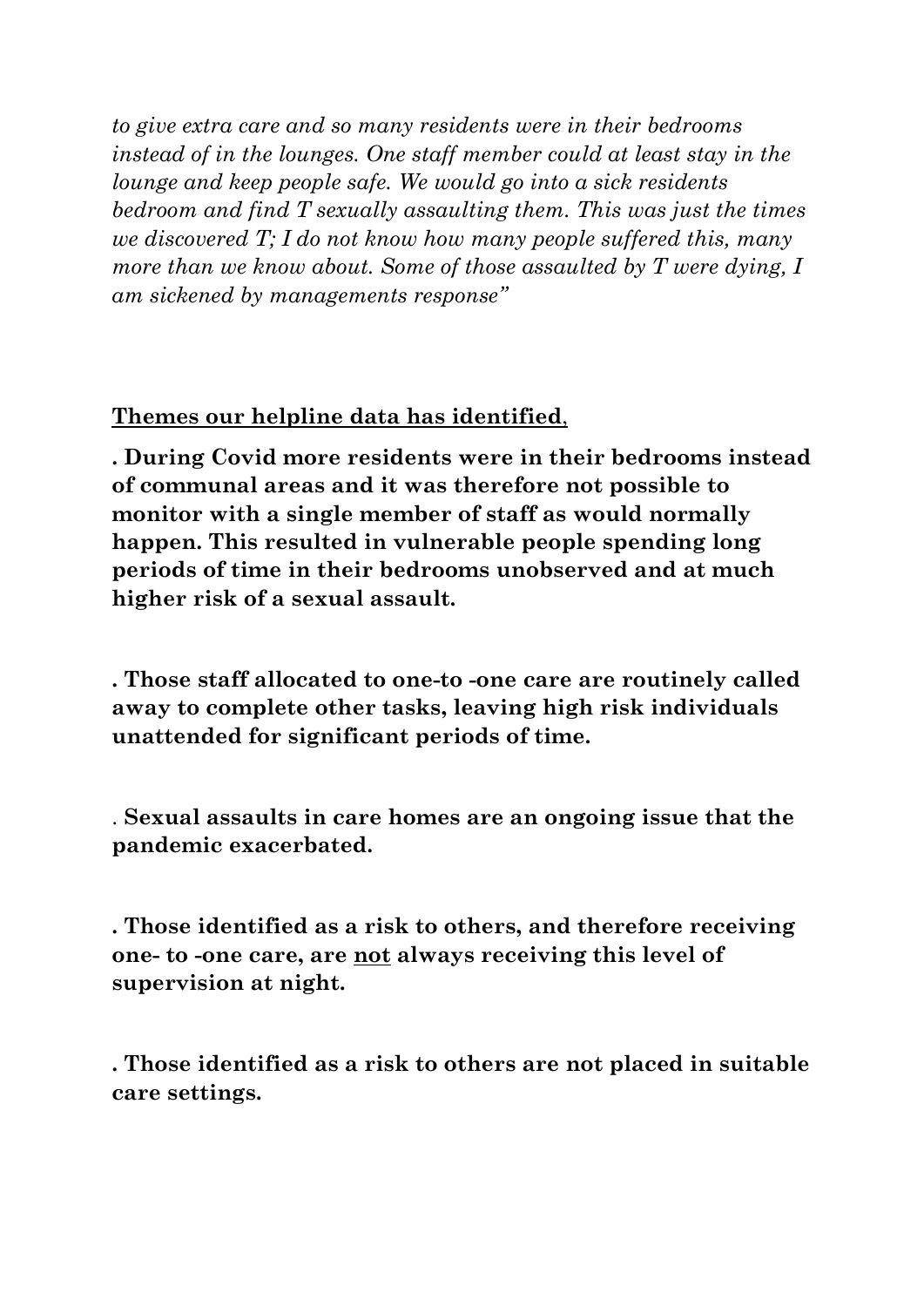*to give extra care and so many residents were in their bedrooms instead of in the lounges. One staff member could at least stay in the lounge and keep people safe. We would go into a sick residents bedroom and find T sexually assaulting them. This was just the times we discovered T; I do not know how many people suffered this, many more than we know about. Some of those assaulted by T were dying, I am sickened by managements response"*

**Themes our helpline data has identified**,

**. During Covid more residents were in their bedrooms instead of communal areas and it was therefore not possible to monitor with a single member of staff as would normally happen. This resulted in vulnerable people spending long periods of time in their bedrooms unobserved and at much higher risk of a sexual assault.**

**. Those staff allocated to one-to -one care are routinely called away to complete other tasks, leaving high risk individuals unattended for significant periods of time.**

. **Sexual assaults in care homes are an ongoing issue that the pandemic exacerbated.**

**. Those identified as a risk to others, and therefore receiving one- to -one care, are <u>not</u> always receiving this level of supervision at night.**

**. Those identified as a risk to others are not placed in suitable care settings.**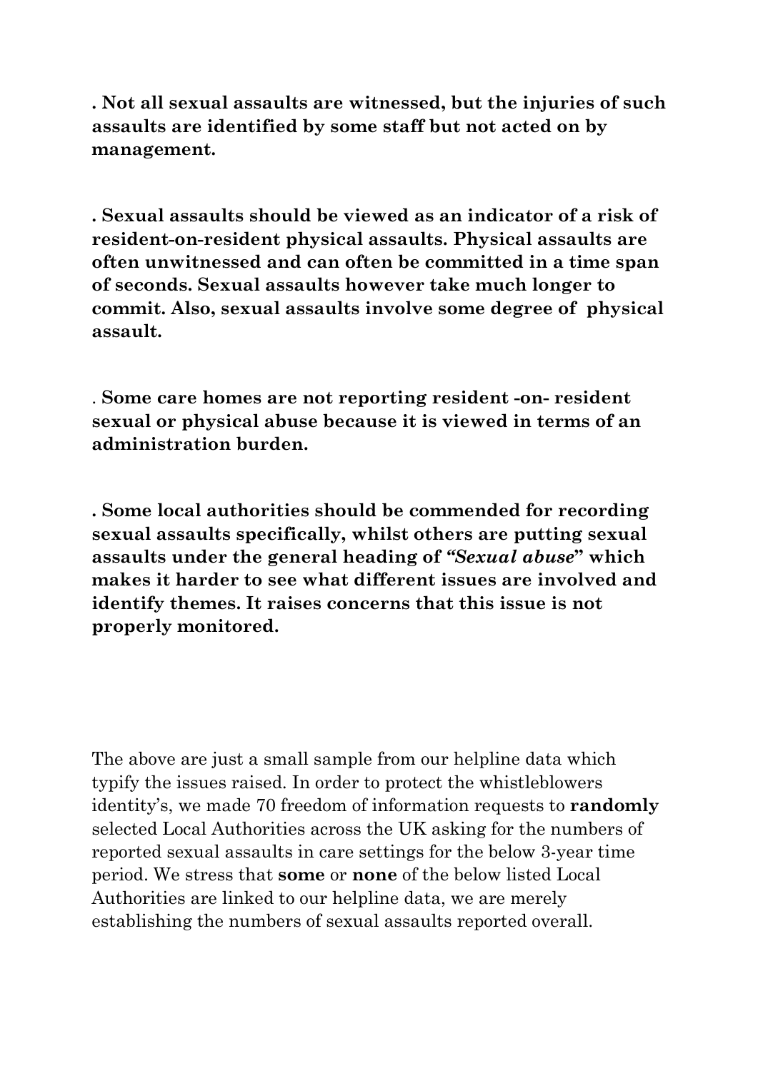**. Not all sexual assaults are witnessed, but the injuries of such assaults are identified by some staff but not acted on by management.**

**. Sexual assaults should be viewed as an indicator of a risk of resident-on-resident physical assaults. Physical assaults are often unwitnessed and can often be committed in a time span of seconds. Sexual assaults however take much longer to commit. Also, sexual assaults involve some degree of physical assault.**

. **Some care homes are not reporting resident -on- resident sexual or physical abuse because it is viewed in terms of an administration burden.**

**. Some local authorities should be commended for recording sexual assaults specifically, whilst others are putting sexual assaults under the general heading of *"Sexual abuse*" which makes it harder to see what different issues are involved and identify themes. It raises concerns that this issue is not properly monitored.**

The above are just a small sample from our helpline data which typify the issues raised. In order to protect the whistleblowers identity's, we made 70 freedom of information requests to **randomly** selected Local Authorities across the UK asking for the numbers of reported sexual assaults in care settings for the below 3-year time period. We stress that **some** or **none** of the below listed Local Authorities are linked to our helpline data, we are merely establishing the numbers of sexual assaults reported overall.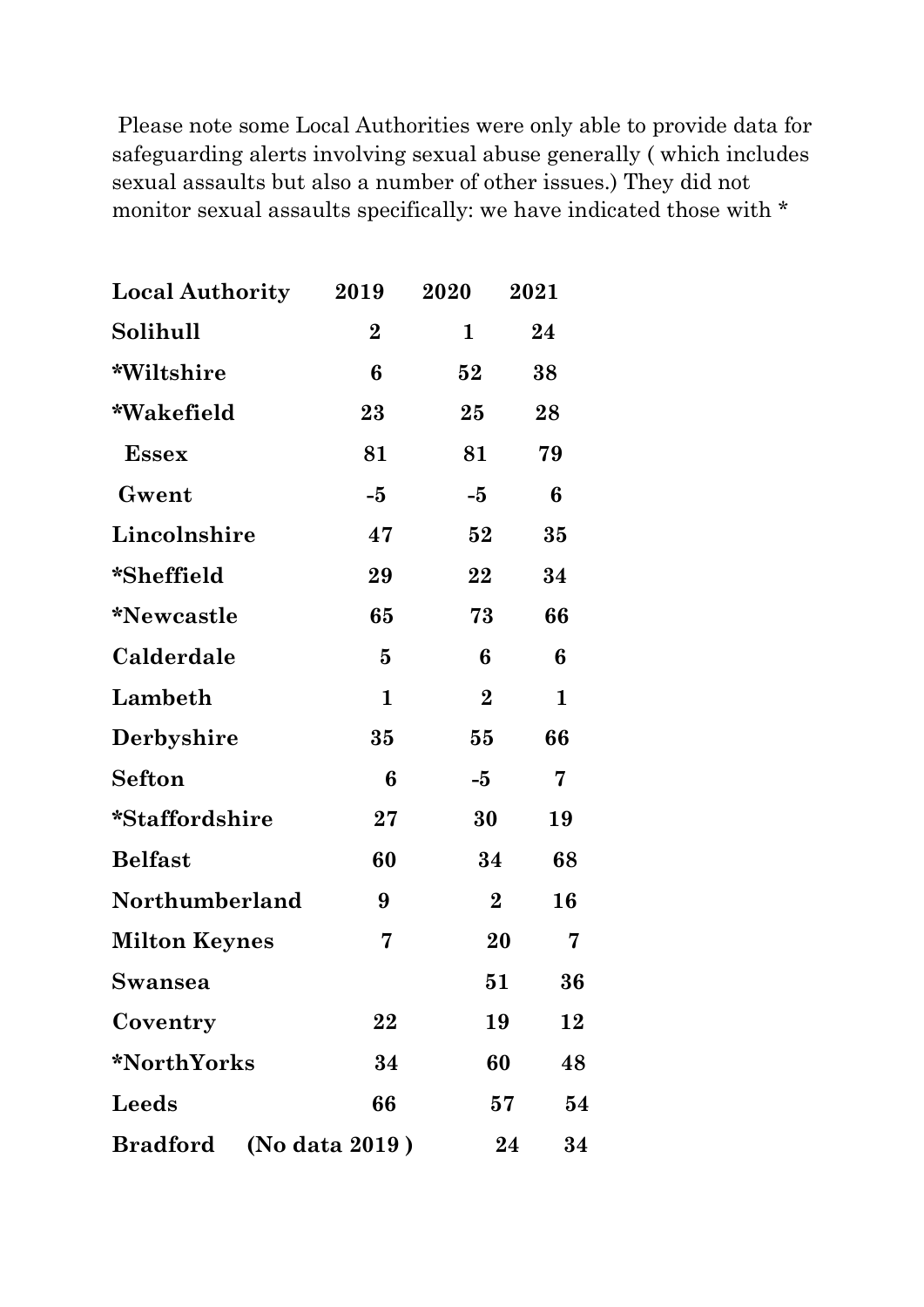Please note some Local Authorities were only able to provide data for safeguarding alerts involving sexual abuse generally ( which includes sexual assaults but also a number of other issues.) They did not monitor sexual assaults specifically: we have indicated those with *

| Local Authority | 2019 | 2020 | 2021 |
|---|---|---|---|
| Solihull | 2 | 1 | 24 |
| *Wiltshire | 6 | 52 | 38 |
| *Wakefield | 23 | 25 | 28 |
| Essex | 81 | 81 | 79 |
| Gwent | -5 | -5 | 6 |
| Lincolnshire | 47 | 52 | 35 |
| *Sheffield | 29 | 22 | 34 |
| *Newcastle | 65 | 73 | 66 |
| Calderdale | 5 | 6 | 6 |
| Lambeth | 1 | 2 | 1 |
| Derbyshire | 35 | 55 | 66 |
| Sefton | 6 | -5 | 7 |
| *Staffordshire | 27 | 30 | 19 |
| Belfast | 60 | 34 | 68 |
| Northumberland | 9 | 2 | 16 |
| Milton Keynes | 7 | 20 | 7 |
| Swansea | | 51 | 36 |
| Coventry | 22 | 19 | 12 |
| *NorthYorks | 34 | 60 | 48 |
| Leeds | 66 | 57 | 54 |
| Bradford | (No data 2019 ) | 24 | 34 |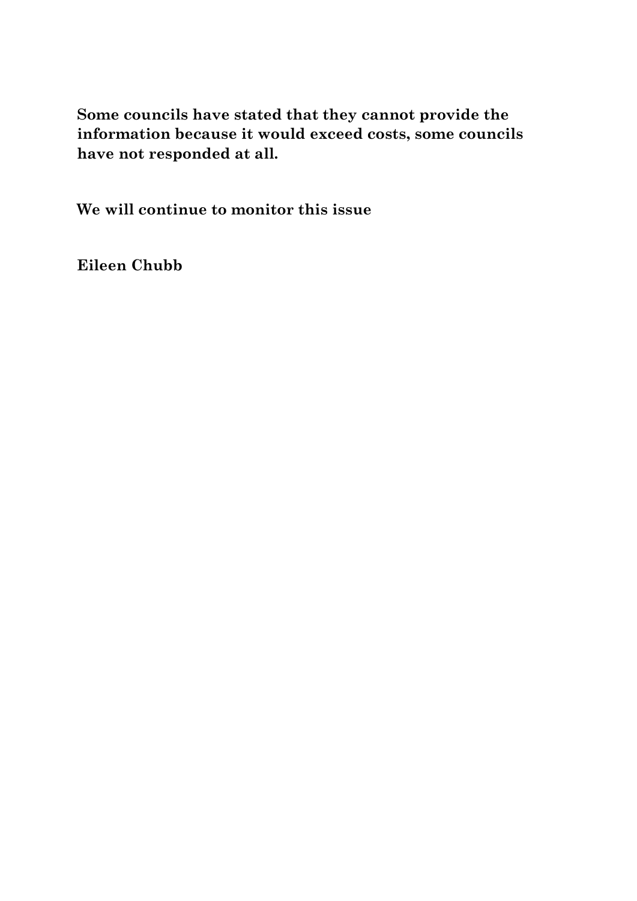**Some councils have stated that they cannot provide the information because it would exceed costs, some councils have not responded at all.**

**We will continue to monitor this issue**

**Eileen Chubb**